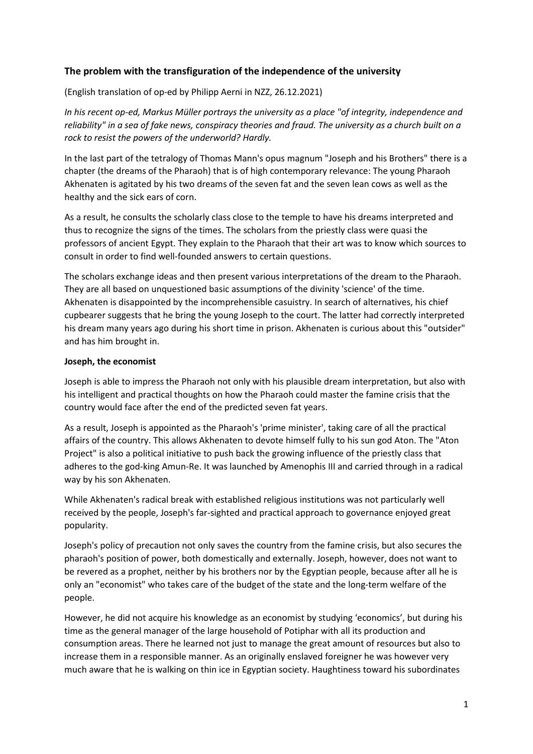### The problem with the transfiguration of the independence of the university

(English translation of op-ed by Philipp Aerni in NZZ, 26.12.2021)

*In his recent op-ed, Markus Müller portrays the university as a place "of integrity, independence and reliability" in a sea of fake news, conspiracy theories and fraud. The university as a church built on a rock to resist the powers of the underworld? Hardly.*

In the last part of the tetralogy of Thomas Mann's opus magnum "Joseph and his Brothers" there is a chapter (the dreams of the Pharaoh) that is of high contemporary relevance: The young Pharaoh Akhenaten is agitated by his two dreams of the seven fat and the seven lean cows as well as the healthy and the sick ears of corn.

As a result, he consults the scholarly class close to the temple to have his dreams interpreted and thus to recognize the signs of the times. The scholars from the priestly class were quasi the professors of ancient Egypt. They explain to the Pharaoh that their art was to know which sources to consult in order to find well-founded answers to certain questions.

The scholars exchange ideas and then present various interpretations of the dream to the Pharaoh. They are all based on unquestioned basic assumptions of the divinity 'science' of the time. Akhenaten is disappointed by the incomprehensible casuistry. In search of alternatives, his chief cupbearer suggests that he bring the young Joseph to the court. The latter had correctly interpreted his dream many years ago during his short time in prison. Akhenaten is curious about this "outsider" and has him brought in.

**Joseph, the economist**

Joseph is able to impress the Pharaoh not only with his plausible dream interpretation, but also with his intelligent and practical thoughts on how the Pharaoh could master the famine crisis that the country would face after the end of the predicted seven fat years.

As a result, Joseph is appointed as the Pharaoh's 'prime minister', taking care of all the practical affairs of the country. This allows Akhenaten to devote himself fully to his sun god Aton. The "Aton Project" is also a political initiative to push back the growing influence of the priestly class that adheres to the god-king Amun-Re. It was launched by Amenophis III and carried through in a radical way by his son Akhenaten.

While Akhenaten's radical break with established religious institutions was not particularly well received by the people, Joseph's far-sighted and practical approach to governance enjoyed great popularity.

Joseph's policy of precaution not only saves the country from the famine crisis, but also secures the pharaoh's position of power, both domestically and externally. Joseph, however, does not want to be revered as a prophet, neither by his brothers nor by the Egyptian people, because after all he is only an "economist" who takes care of the budget of the state and the long-term welfare of the people.

However, he did not acquire his knowledge as an economist by studying 'economics', but during his time as the general manager of the large household of Potiphar with all its production and consumption areas. There he learned not just to manage the great amount of resources but also to increase them in a responsible manner. As an originally enslaved foreigner he was however very much aware that he is walking on thin ice in Egyptian society. Haughtiness toward his subordinates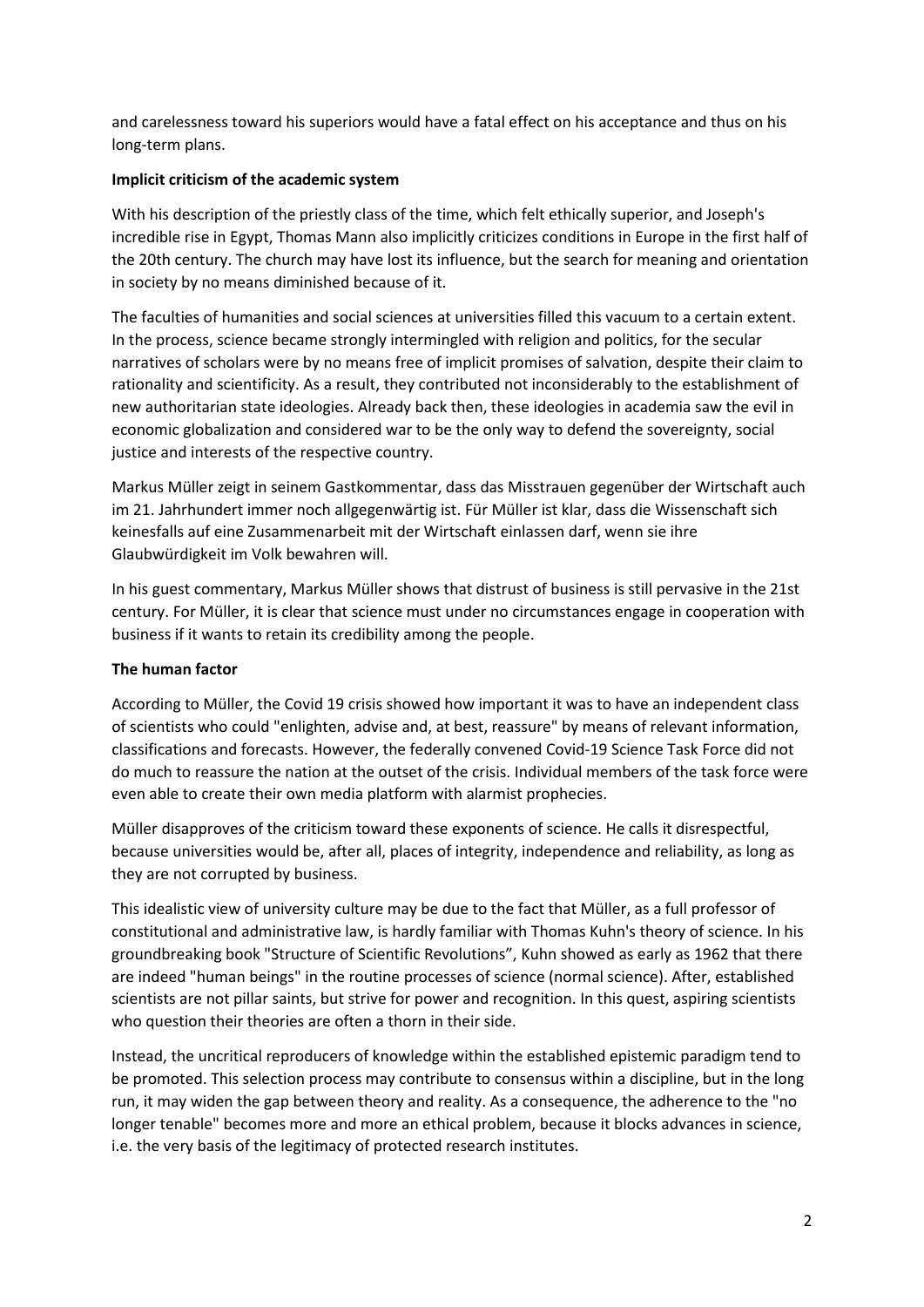and carelessness toward his superiors would have a fatal effect on his acceptance and thus on his long-term plans.

**Implicit criticism of the academic system**

With his description of the priestly class of the time, which felt ethically superior, and Joseph's incredible rise in Egypt, Thomas Mann also implicitly criticizes conditions in Europe in the first half of the 20th century. The church may have lost its influence, but the search for meaning and orientation in society by no means diminished because of it.

The faculties of humanities and social sciences at universities filled this vacuum to a certain extent. In the process, science became strongly intermingled with religion and politics, for the secular narratives of scholars were by no means free of implicit promises of salvation, despite their claim to rationality and scientificity. As a result, they contributed not inconsiderably to the establishment of new authoritarian state ideologies. Already back then, these ideologies in academia saw the evil in economic globalization and considered war to be the only way to defend the sovereignty, social justice and interests of the respective country.

Markus Müller zeigt in seinem Gastkommentar, dass das Misstrauen gegenüber der Wirtschaft auch im 21. Jahrhundert immer noch allgegenwärtig ist. Für Müller ist klar, dass die Wissenschaft sich keinesfalls auf eine Zusammenarbeit mit der Wirtschaft einlassen darf, wenn sie ihre Glaubwürdigkeit im Volk bewahren will.

In his guest commentary, Markus Müller shows that distrust of business is still pervasive in the 21st century. For Müller, it is clear that science must under no circumstances engage in cooperation with business if it wants to retain its credibility among the people.

**The human factor**

According to Müller, the Covid 19 crisis showed how important it was to have an independent class of scientists who could "enlighten, advise and, at best, reassure" by means of relevant information, classifications and forecasts. However, the federally convened Covid-19 Science Task Force did not do much to reassure the nation at the outset of the crisis. Individual members of the task force were even able to create their own media platform with alarmist prophecies.

Müller disapproves of the criticism toward these exponents of science. He calls it disrespectful, because universities would be, after all, places of integrity, independence and reliability, as long as they are not corrupted by business.

This idealistic view of university culture may be due to the fact that Müller, as a full professor of constitutional and administrative law, is hardly familiar with Thomas Kuhn's theory of science. In his groundbreaking book "Structure of Scientific Revolutions", Kuhn showed as early as 1962 that there are indeed "human beings" in the routine processes of science (normal science). After, established scientists are not pillar saints, but strive for power and recognition. In this quest, aspiring scientists who question their theories are often a thorn in their side.

Instead, the uncritical reproducers of knowledge within the established epistemic paradigm tend to be promoted. This selection process may contribute to consensus within a discipline, but in the long run, it may widen the gap between theory and reality. As a consequence, the adherence to the "no longer tenable" becomes more and more an ethical problem, because it blocks advances in science, i.e. the very basis of the legitimacy of protected research institutes.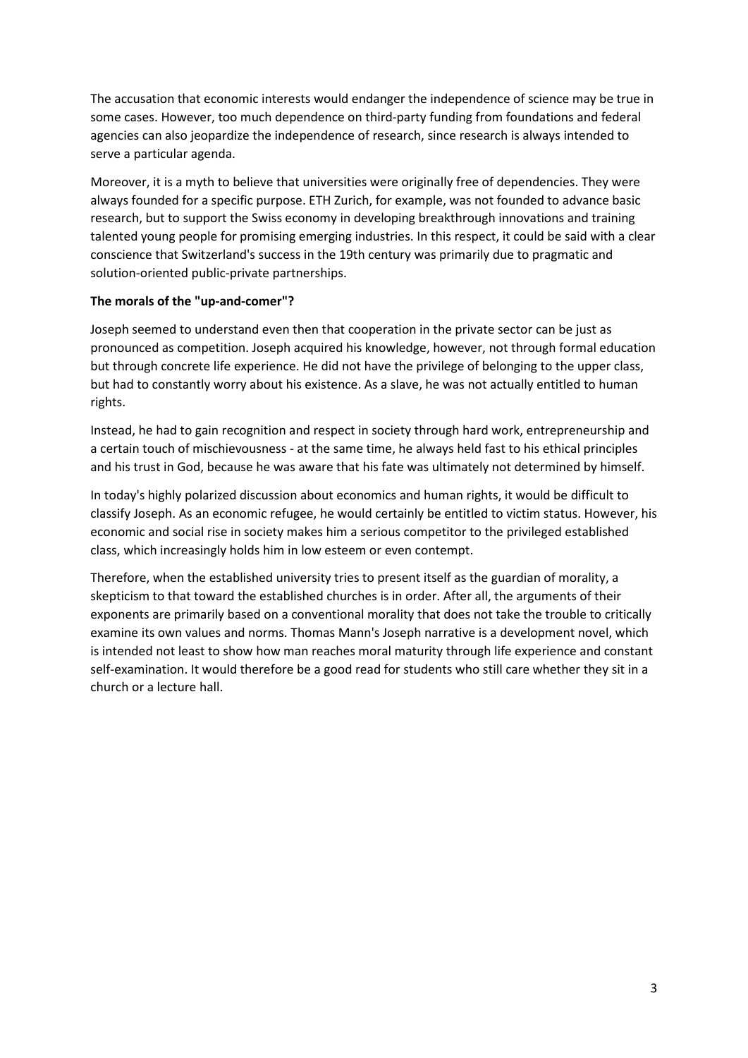The accusation that economic interests would endanger the independence of science may be true in some cases. However, too much dependence on third-party funding from foundations and federal agencies can also jeopardize the independence of research, since research is always intended to serve a particular agenda.

Moreover, it is a myth to believe that universities were originally free of dependencies. They were always founded for a specific purpose. ETH Zurich, for example, was not founded to advance basic research, but to support the Swiss economy in developing breakthrough innovations and training talented young people for promising emerging industries. In this respect, it could be said with a clear conscience that Switzerland's success in the 19th century was primarily due to pragmatic and solution-oriented public-private partnerships.

**The morals of the "up-and-comer"?**

Joseph seemed to understand even then that cooperation in the private sector can be just as pronounced as competition. Joseph acquired his knowledge, however, not through formal education but through concrete life experience. He did not have the privilege of belonging to the upper class, but had to constantly worry about his existence. As a slave, he was not actually entitled to human rights.

Instead, he had to gain recognition and respect in society through hard work, entrepreneurship and a certain touch of mischievousness - at the same time, he always held fast to his ethical principles and his trust in God, because he was aware that his fate was ultimately not determined by himself.

In today's highly polarized discussion about economics and human rights, it would be difficult to classify Joseph. As an economic refugee, he would certainly be entitled to victim status. However, his economic and social rise in society makes him a serious competitor to the privileged established class, which increasingly holds him in low esteem or even contempt.

Therefore, when the established university tries to present itself as the guardian of morality, a skepticism to that toward the established churches is in order. After all, the arguments of their exponents are primarily based on a conventional morality that does not take the trouble to critically examine its own values and norms. Thomas Mann's Joseph narrative is a development novel, which is intended not least to show how man reaches moral maturity through life experience and constant self-examination. It would therefore be a good read for students who still care whether they sit in a church or a lecture hall.